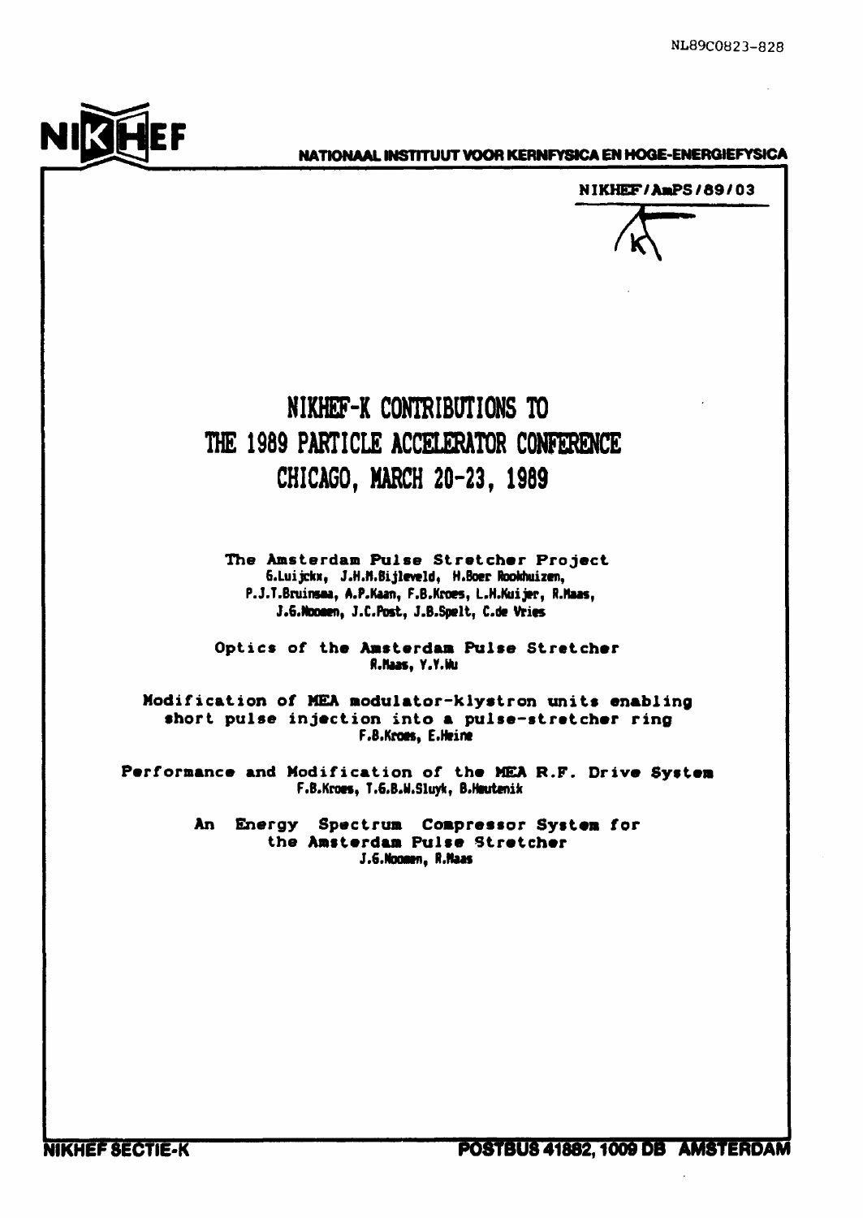NL89C0823-828

NIKHEF

NATIONAAL INSTITUUT VOOR KERNFYSICA EN HOGE-ENERGIEFYSICA

NIKHEF/AmPS/89/03

# NIKHEF-K CONTRIBUTIONS TO THE 1989 PARTICLE ACCELERATOR CONFERENCE CHICAGO, MARCH 20-23, 1989

**The Amsterdam Pulse Stretcher Project**
G.Luijckx, J.H.M.Bijleveld, H.Boer Rookhuizen, P.J.T.Bruinsma, A.P.Kaan, F.B.Kroes, L.H.Kuijer, R.Maas, J.G.Noomen, J.C.Post, J.B.Spelt, C.de Vries

**Optics of the Amsterdam Pulse Stretcher**
R.Maas, Y.Y.Wu

**Modification of MEA modulator-klystron units enabling short pulse injection into a pulse-stretcher ring**
F.B.Kroes, E.Heine

**Performance and Modification of the MEA R.F. Drive System**
F.B.Kroes, T.G.B.W.Sluyk, B.Hautenik

**An Energy Spectrum Compressor System for the Amsterdam Pulse Stretcher**
J.G.Noomen, R.Maas

NIKHEF SECTIE-K

POSTBUS 41882, 1009 DB AMSTERDAM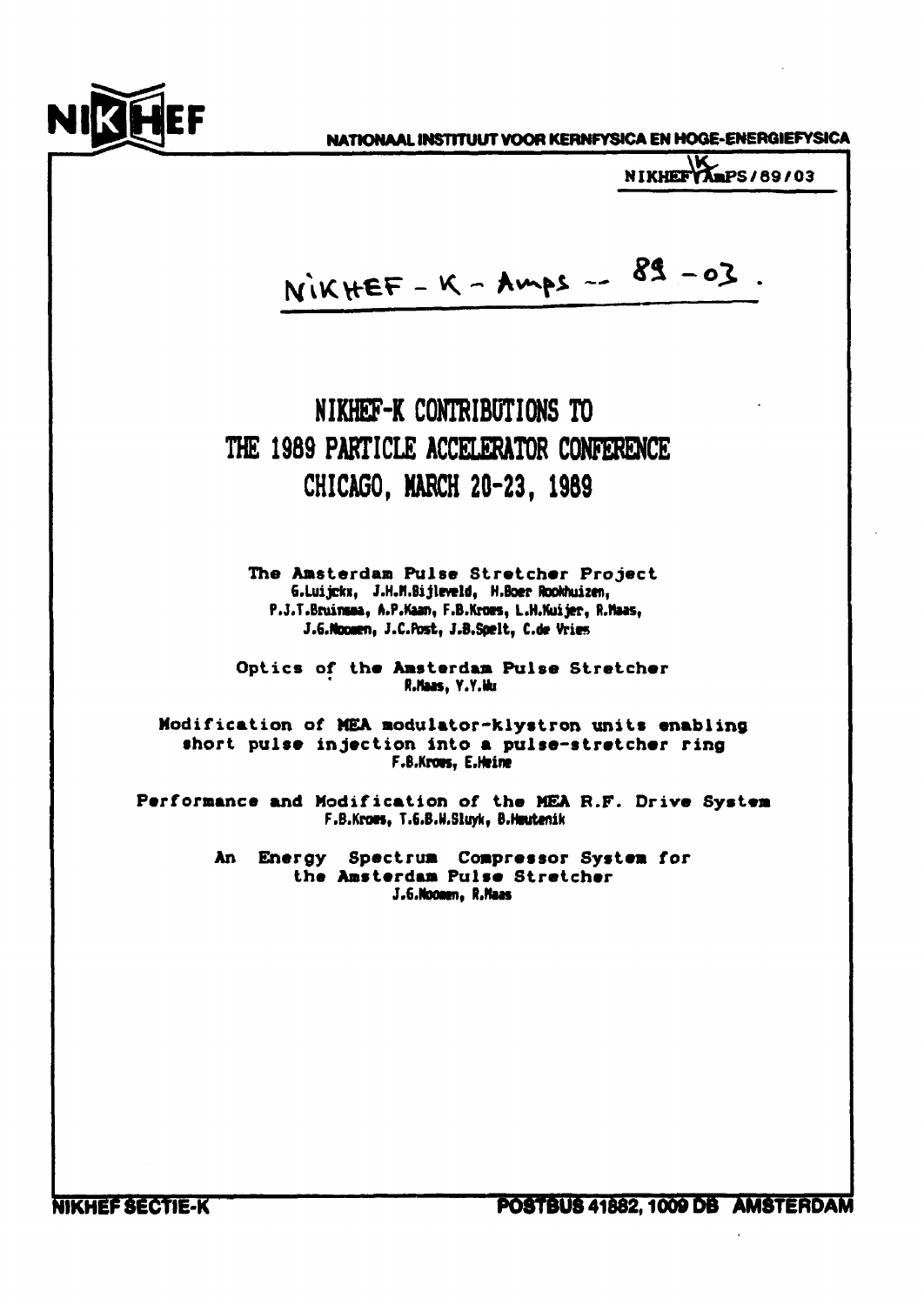NIKHEF

NATIONAAL INSTITUUT VOOR KERNFYSICA EN HOGE-ENERGIEFYSICA

NIKHEF-K AmPS/89/03

NIKHEF - K - Amps -- 89 - 03 .

# NIKHEF-K CONTRIBUTIONS TO THE 1989 PARTICLE ACCELERATOR CONFERENCE CHICAGO, MARCH 20-23, 1989

**The Amsterdam Pulse Stretcher Project**
G.Luijckx, J.H.M.Bijleveld, H.Boer Rookhuizen, P.J.T.Bruinsma, A.P.Kaan, F.B.Kroes, L.H.Kuijer, R.Maas, J.G.Noomen, J.C.Post, J.B.Spelt, C.de Vries

**Optics of the Amsterdam Pulse Stretcher**
R.Maas, Y.Y.Wu

**Modification of MEA modulator-klystron units enabling short pulse injection into a pulse-stretcher ring**
F.B.Kroes, E.Heine

**Performance and Modification of the MEA R.F. Drive System**
F.B.Kroes, T.G.B.W.Sluyk, B.Heutenik

**An Energy Spectrum Compressor System for the Amsterdam Pulse Stretcher**
J.G.Noomen, R.Maas

NIKHEF SECTIE-K

POSTBUS 41882, 1009 DB AMSTERDAM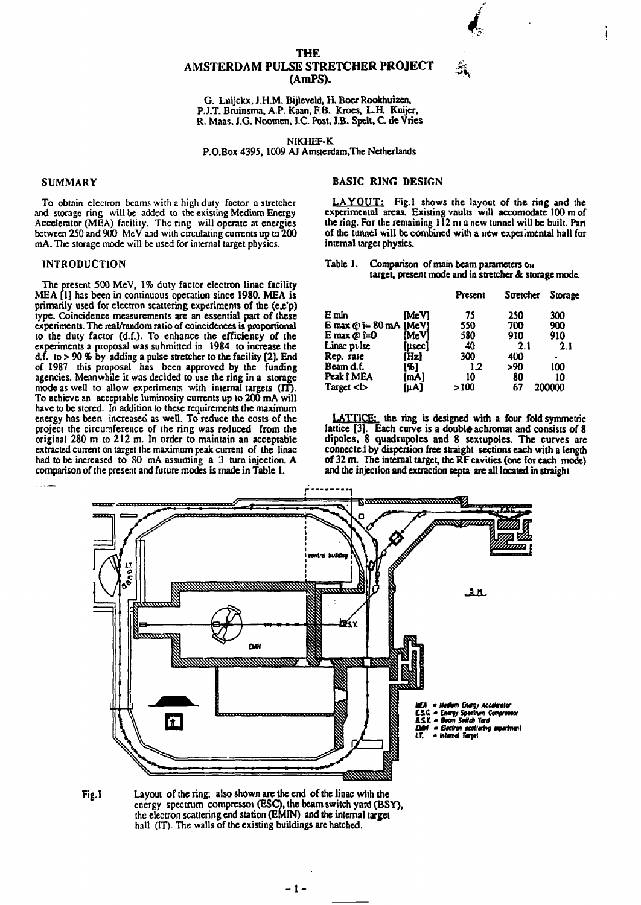# THE AMSTERDAM PULSE STRETCHER PROJECT (AmPS).

G. Luijckx, J.H.M. Bijleveld, H. Boer Rookhuizen, P.J.T. Bruinsma, A.P. Kaan, F.B. Kroes, L.H. Kuijer, R. Maas, J.G. Noomen, J.C. Post, J.B. Spelt, C. de Vries

NIKHEF-K
P.O.Box 4395, 1009 AJ Amsterdam, The Netherlands

## SUMMARY

To obtain electron beams with a high duty factor a stretcher and storage ring will be added to the existing Medium Energy Accelerator (MEA) facility. The ring will operate at energies between 250 and 900 MeV and with circulating currents up to 200 mA. The storage mode will be used for internal target physics.

## INTRODUCTION

The present 500 MeV, 1% duty factor electron linac facility MEA [1] has been in continuous operation since 1980. MEA is primarily used for electron scattering experiments of the (e,e'p) type. Coincidence measurements are an essential part of these experiments. The real/random ratio of coincidences is proportional to the duty factor (d.f.). To enhance the efficiency of the experiments a proposal was submitted in 1984 to increase the d.f. to > 90 % by adding a pulse stretcher to the facility [2]. End of 1987 this proposal has been approved by the funding agencies. Meanwhile it was decided to use the ring in a storage mode as well to allow experiments with internal targets (IT). To achieve an acceptable luminosity currents up to 200 mA will have to be stored. In addition to these requirements the maximum energy has been increased as well. To reduce the costs of the project the circumference of the ring was reduced from the original 280 m to 212 m. In order to maintain an acceptable extracted current on target the maximum peak current of the linac had to be increased to 80 mA assuming a 3 turn injection. A comparison of the present and future modes is made in Table 1.

## BASIC RING DESIGN

LAYOUT: Fig.1 shows the layout of the ring and the experimental areas. Existing vaults will accomodate 100 m of the ring. For the remaining 112 m a new tunnel will be built. Part of the tunnel will be combined with a new experimental hall for internal target physics.

Table 1. Comparison of main beam parameters on target, present mode and in stretcher & storage mode.

| | | Present | Stretcher | Storage |
|---|---|---|---|---|
| E min | [MeV] | 75 | 250 | 300 |
| E max @ i= 80 mA | [MeV] | 550 | 700 | 900 |
| E max @ i=0 | [MeV] | 580 | 910 | 910 |
| Linac pulse | [μsec] | 40 | 2.1 | 2.1 |
| Rep. rate | [Hz] | 300 | 400 | - |
| Beam d.f. | [%] | 1.2 | >90 | 100 |
| Peak î MEA | [mA] | 10 | 80 | 10 |
| Target <I> | [μA] | >100 | 67 | 200000 |

LATTICE: the ring is designed with a four fold symmetric lattice [3]. Each curve is a double achromat and consists of 8 dipoles, 8 quadrupoles and 8 sextupoles. The curves are connected by dispersion free straight sections each with a length of 32 m. The internal target, the RF cavities (one for each mode) and the injection and extraction septa are all located in straight

Fig.1 Layout of the ring; also shown are the end of the linac with the energy spectrum compressor (ESC), the beam switch yard (BSY), the electron scattering end station (EMIN) and the internal target hall (IT). The walls of the existing buildings are hatched.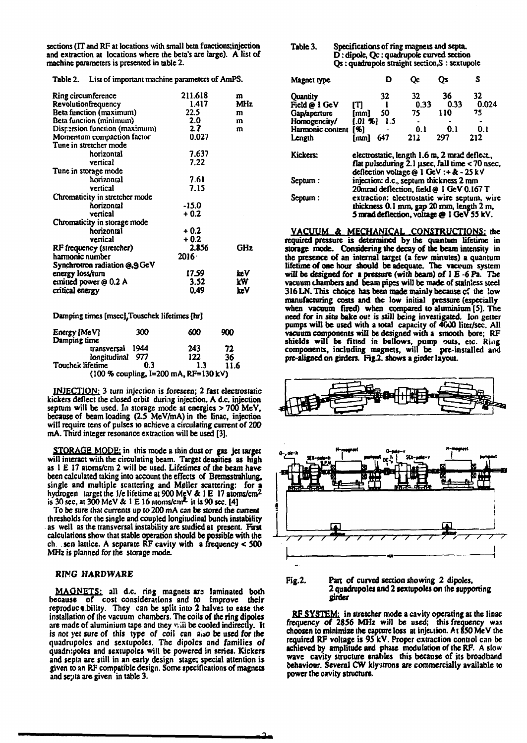sections (IT and RF at locations with small beta functions;injection and extraction at locations where the beta's are large). A list of machine parameters is presented in table 2.

Table 2. List of important machine parameters of AmPS.

| | | |
|---|---|---|
| Ring circumference | 211.618 | m |
| Revolutionfrequency | 1.417 | MHz |
| Beta function (maximum) | 22.5 | m |
| Beta function (minimum) | 2.0 | m |
| Dispersion function (maximum) | 2.7 | m |
| Momentum compaction factor | 0.027 | |
| Tune in stretcher mode | | |
| horizontal | 7.637 | |
| vertical | 7.22 | |
| Tune in storage mode | | |
| horizontal | 7.61 | |
| vertical | 7.15 | |
| Chromaticity in stretcher mode | | |
| horizontal | -15.0 | |
| vertical | + 0.2 | |
| Chromaticity in storage mode | | |
| horizontal | + 0.2 | |
| vertical | + 0.2 | |
| RF frequency (stretcher) | 2.856 | GHz |
| harmonic number | 2016 | |
| Synchrotron radiation @.9 GeV | | |
| energy loss/turn | 17.59 | keV |
| emitted power @ 0.2 A | 3.52 | kW |
| critical energy | 0.49 | keV |

Damping times [msec],Touschek lifetimes [hr]

| Energy [MeV] | 300 | 600 | 900 |
|---|---|---|---|
| Damping time | | | |
| transversal | 1944 | 243 | 72 |
| longitudinal | 977 | 122 | 36 |
| Touchek lifetime | 0.3 | 1.3 | 11.6 |

(100 % coupling, I=200 mA, RF=130 kV)

INJECTION: 3 turn injection is foreseen; 2 fast electrostatic kickers deflect the closed orbit during injection. A d.c. injection septum will be used. In storage mode at energies > 700 MeV, because of beam loading (2.5 MeV/mA) in the linac, injection will require tens of pulses to achieve a circulating current of 200 mA. Third integer resonance extraction will be used [3].

STORAGE MODE: in this mode a thin dust or gas jet target will interact with the circulating beam. Target densities as high as 1 E 17 atoms/cm 2 will be used. Lifetimes of the beam have been calculated taking into account the effects of Bremsstrahlung, single and multiple scattering and Møller scattering: for a hydrogen target the 1/e lifetime at 900 MeV & 1 E 17 atoms/cm$^2$ is 30 sec, at 300 MeV & 1 E 16 atoms/cm$^2$ it is 90 sec. [4]

To be sure that currents up to 200 mA can be stored the current thresholds for the single and coupled longitudinal bunch instability as well as the transversal instability are studied at present. First calculations show that stable operation should be possible with the chosen lattice. A separate RF cavity with a frequency < 500 MHz is planned for the storage mode.

## RING HARDWARE

MAGNETS: all d.c. ring magnets are laminated both because of cost considerations and to improve their reproducebility. They can be split into 2 halves to ease the installation of the vacuum chambers. The coils of the ring dipoles are made of aluminium tape and they will be cooled indirectly. It is not yet sure of this type of coil can also be used for the quadrupoles and sextupoles. The dipoles and families of quadrupoles and sextupoles will be powered in series. Kickers and septa are still in an early design stage; special attention is given to an RF compatible design. Some specifications of magnets and septa are given in table 3.

Table 3. Specifications of ring magnets and septa.
D : dipole, Qc : quadrupole curved section
Qs : quadrupole straight section,S : sextupole

| Magnet type | | D | Qc | Qs | S |
|---|---|---|---|---|---|
| Quantity | | 32 | 32 | 36 | 32 |
| Field @ 1 GeV | [T] | 1 | 0.33 | 0.33 | 0.024 |
| Gap/aperture | [mm] | 50 | 75 | 110 | 75 |
| Homogeneity/ | [.01 %] | 1.5 | - | - | - |
| Harmonic content | [%] | - | 0.1 | 0.1 | 0.1 |
| Length | [mm] | 647 | 212 | 297 | 212 |

Kickers: electrostatic, length 1.6 m, 2 mrad deflect., flat pulseduring 2.1 μsec, fall time < 70 nsec, deflection voltage @ 1 GeV :+ & - 25 kV

Septum : injection: d.c., septum thickness 2 mm 20mrad deflection, field @ 1 GeV 0.167 T

Septum : extraction: electrostatic wire septum, wire thickness 0.1 mm, gap 20 mm, length 2 m, 5 mrad deflection, voltage @ 1 GeV 55 kV.

VACUUM & MECHANICAL CONSTRUCTIONS: the required pressure is determined by the quantum lifetime in storage mode. Considering the decay of the beam intensity in the presence of an internal target (a few minutes) a quantum lifetime of one hour should be adequate. The vacuum system will be designed for a pressure (with beam) of 1 E -6 Pa. The vacuum chambers and beam pipes will be made of stainless steel 316 LN. This choice has been made mainly because of the low manufacturing costs and the low initial pressure (especially when vacuum fired) when compared to aluminium [5]. The need for in situ bake out is still being investigated. Ion getter pumps will be used with a total capacity of 4000 liter/sec. All vacuum components will be designed with a smooth bore; RF shields will be fitted in bellows, pump outs, etc. Ring components, including magnets, will be pre-installed and pre-aligned on girders. Fig.2. shows a girder layout.

Fig.2. Part of curved section showing 2 dipoles, 2 quadrupoles and 2 sextupoles on the supporting girder

RF SYSTEM: in stretcher mode a cavity operating at the linac frequency of 2856 MHz will be used; this frequency was choosen to minimize the capture loss at injection. At 850 MeV the required RF voltage is 95 kV. Proper extraction control can be achieved by amplitude and phase modulation of the RF. A slow wave cavity structure enables this because of its broadband behaviour. Several CW klystrons are commercially available to power the cavity structure.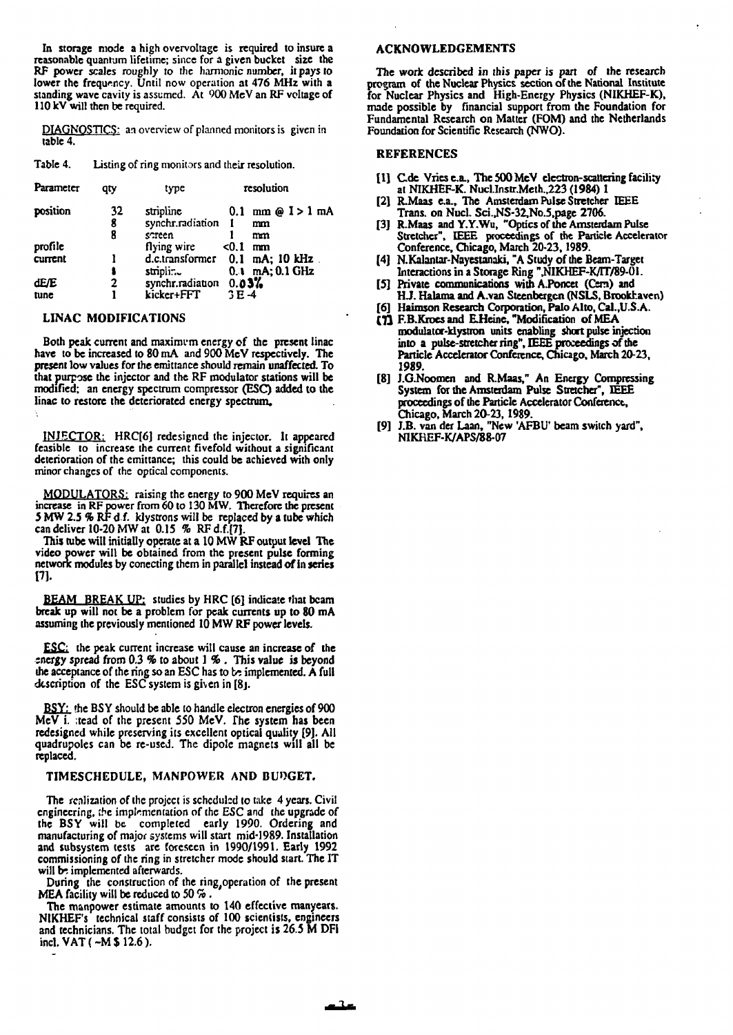In storage mode a high overvoltage is required to insure a reasonable quantum lifetime; since for a given bucket size the RF power scales roughly to the harmonic number, it pays to lower the frequency. Until now operation at 476 MHz with a standing wave cavity is assumed. At 900 MeV an RF voltage of 110 kV will then be required.

DIAGNOSTICS: an overview of planned monitors is given in table 4.

Table 4. Listing of ring monitors and their resolution.

| Parameter | qty | type | resolution |
|---|---|---|---|
| position | 32 | stripline | 0.1 mm @ I > 1 mA |
| | 8 | synchr.radiation | 1 mm |
| | 8 | screen | 1 mm |
| profile | | flying wire | <0.1 mm |
| current | 1 | d.c.transformer | 0.1 mA; 10 kHz |
| | 1 | stripline | 0.1 mA; 0.1 GHz |
| dE/E | 2 | synchr.radiation | 0.03% |
| tune | 1 | kicker+FFT | 3 E-4 |

## LINAC MODIFICATIONS

Both peak current and maximum energy of the present linac have to be increased to 80 mA and 900 MeV respectively. The present low values for the emittance should remain unaffected. To that purpose the injector and the RF modulator stations will be modified; an energy spectrum compressor (ESC) added to the linac to restore the deteriorated energy spectrum.

INJECTOR: HRC[6] redesigned the injector. It appeared feasible to increase the current fivefold without a significant deterioration of the emittance; this could be achieved with only minor changes of the optical components.

MODULATORS: raising the energy to 900 MeV requires an increase in RF power from 60 to 130 MW. Therefore the present 5 MW 2.5 % RF d.f. klystrons will be replaced by a tube which can deliver 10-20 MW at 0.15 % RF d.f.[7].

This tube will initially operate at a 10 MW RF output level. The video power will be obtained from the present pulse forming network modules by conecting them in parallel instead of in series [7].

BEAM BREAK UP: studies by HRC [6] indicate that beam break up will not be a problem for peak currents up to 80 mA assuming the previously mentioned 10 MW RF power levels.

ESC: the peak current increase will cause an increase of the energy spread from 0.3 % to about 1 %. This value is beyond the acceptance of the ring so an ESC has to be implemented. A full description of the ESC system is given in [8].

BSY: the BSY should be able to handle electron energies of 900 MeV instead of the present 550 MeV. The system has been redesigned while preserving its excellent optical quality [9]. All quadrupoles can be re-used. The dipole magnets will all be replaced.

## TIMESCHEDULE, MANPOWER AND BUDGET.

The realization of the project is scheduled to take 4 years. Civil engineering, the implementation of the ESC and the upgrade of the BSY will be completed early 1990. Ordering and manufacturing of major systems will start mid-1989. Installation and subsystem tests are foreseen in 1990/1991. Early 1992 commissioning of the ring in stretcher mode should start. The IT will be implemented afterwards.

During the construction of the ring, operation of the present MEA facility will be reduced to 50 %.

The manpower estimate amounts to 140 effective manyears. NIKHEF's technical staff consists of 100 scientists, engineers and technicians. The total budget for the project is 26.5 M DFl incl. VAT ( ~M $ 12.6 ).

## ACKNOWLEDGEMENTS

The work described in this paper is part of the research program of the Nuclear Physics section of the National Institute for Nuclear Physics and High-Energy Physics (NIKHEF-K), made possible by financial support from the Foundation for Fundamental Research on Matter (FOM) and the Netherlands Foundation for Scientific Research (NWO).

## REFERENCES

[1] C.de Vries e.a., The 500 MeV electron-scattering facility at NIKHEF-K. Nucl.Instr.Meth.,223 (1984) 1

[2] R.Maas e.a., The Amsterdam Pulse Stretcher IEEE Trans. on Nucl. Sci.,NS-32,No.5,page 2706.

[3] R.Maas and Y.Y.Wu, "Optics of the Amsterdam Pulse Stretcher", IEEE proceedings of the Particle Accelerator Conference, Chicago, March 20-23, 1989.

[4] N.Kalantar-Nayestanaki, "A Study of the Beam-Target Interactions in a Storage Ring ",NIKHEF-K/IT/89-01.

[5] Private communications with A.Poncet (Cern) and H.J. Halama and A.van Steenbergen (NSLS, Brookhaven)

[6] Haimson Research Corporation, Palo Alto, Cal.,U.S.A.

[7] F.B.Kroes and E.Heine, "Modification of MEA modulator-klystron units enabling short pulse injection into a pulse-stretcher ring", IEEE proceedings of the Particle Accelerator Conference, Chicago, March 20-23, 1989.

[8] J.G.Noomen and R.Maas," An Energy Compressing System for the Amsterdam Pulse Stretcher", IEEE proceedings of the Particle Accelerator Conference, Chicago, March 20-23, 1989.

[9] J.B. van der Laan, "New 'AFBU' beam switch yard", NIKHEF-K/APS/88-07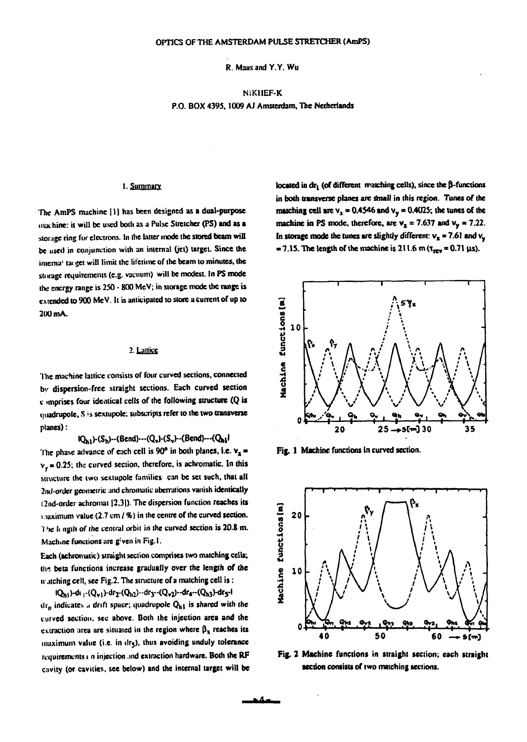# OPTICS OF THE AMSTERDAM PULSE STRETCHER (AmPS)

R. Maas and Y.Y. Wu

NIKHEF-K
P.O. BOX 4395, 1009 AJ Amsterdam, The Netherlands

## 1. Summary

The AmPS machine [1] has been designed as a dual-purpose machine: it will be used both as a Pulse Stretcher (PS) and as a storage ring for electrons. In the latter mode the stored beam will be used in conjunction with an internal (jet) target. Since the internal target will limit the lifetime of the beam to minutes, the storage requirements (e.g. vacuum) will be modest. In PS mode the energy range is 250 - 800 MeV; in storage mode the range is extended to 900 MeV. It is anticipated to store a current of up to 200 mA.

## 2. Lattice

The machine lattice consists of four curved sections, connected by dispersion-free straight sections. Each curved section comprises four identical cells of the following structure (Q is quadrupole, S is sextupole; subscripts refer to the two transverse planes):

$$|Q_{h1}|\text{-}(S_h)\text{--}(Bend)\text{---}(Q_v)\text{-}(S_v)\text{--}(Bend)\text{---}(Q_{h1}|$$

The phase advance of each cell is 90° in both planes, i.e. $\nu_x = \nu_y = 0.25$; the curved section, therefore, is achromatic. In this structure the two sextupole families can be set such, that all 2nd-order geometric and chromatic aberrations vanish identically (2nd-order achromat [2,3]). The dispersion function reaches its maximum value (2.7 cm / %) in the centre of the curved section. The length of the central orbit in the curved section is 20.8 m. Machine functions are given in Fig.1.

Each (achromatic) straight section comprises two matching cells; the beta functions increase gradually over the length of the matching cell, see Fig.2. The structure of a matching cell is:

$$|Q_{h1})\text{-}dr_1\text{-}(Q_{v1})\text{-}dr_2\text{-}(Q_{h2})\text{--}dr_3\text{--}(Q_{v2})\text{--}dr_4\text{--}(Q_{h3})\text{-}dr_5\text{-}|$$

$dr_n$ indicates a drift space; quadrupole $Q_{h1}$ is shared with the curved section, see above. Both the injection area and the extraction area are situated in the region where $\beta_x$ reaches its maximum value (i.e. in $dr_5$), thus avoiding unduly tolerance requirements on injection and extraction hardware. Both the RF cavity (or cavities, see below) and the internal target will be located in $dr_1$ (of different matching cells), since the β-functions in both transverse planes are small in this region. Tunes of the matching cell are $\nu_x = 0.4546$ and $\nu_y = 0.4025$; the tunes of the machine in PS mode, therefore, are $\nu_x = 7.637$ and $\nu_y = 7.22$. In storage mode the tunes are slightly different: $\nu_x = 7.61$ and $\nu_y = 7.15$. The length of the machine is 211.6 m ($\tau_{rev} = 0.71$ μs).

Fig. 1 Machine functions in curved section.

Fig. 2 Machine functions in straight section; each straight section consists of two matching sections.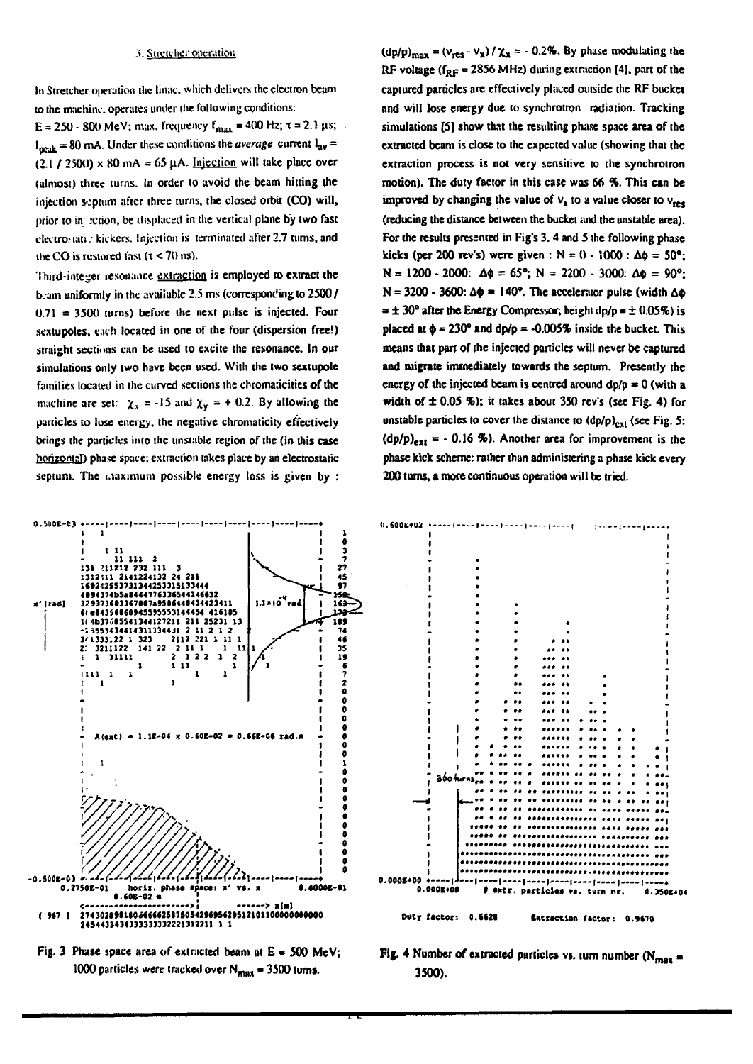### 3. Stretcher operation

In Stretcher operation the linac, which delivers the electron beam to the machine, operates under the following conditions: $E = 250 - 800$ MeV; max. frequency $f_{max} = 400$ Hz; $\tau = 2.1$ µs; $I_{peak} = 80$ mA. Under these conditions the *average* current $I_{av} = (2.1 / 2500) \times 80$ mA $= 65$ µA. Injection will take place over (almost) three turns. In order to avoid the beam hitting the injection septum after three turns, the closed orbit (CO) will, prior to injection, be displaced in the vertical plane by two fast electrostatic kickers. Injection is terminated after 2.7 turns, and the CO is restored fast ($\tau < 70$ ns).

Third-integer resonance extraction is employed to extract the beam uniformly in the available 2.5 ms (corresponding to 2500 / 0.71 = 3500 turns) before the next pulse is injected. Four sextupoles, each located in one of the four (dispersion free!) straight sections can be used to excite the resonance. In our simulations only two have been used. With the two sextupole families located in the curved sections the chromaticities of the machine are set: $\chi_x = -15$ and $\chi_y = +0.2$. By allowing the particles to lose energy, the negative chromaticity effectively brings the particles into the unstable region of the (in this case horizontal) phase space; extraction takes place by an electrostatic septum. The maximum possible energy loss is given by : $(dp/p)_{max} = (\nu_{res} - \nu_x) / \chi_x = -0.2\%$. By phase modulating the RF voltage ($f_{RF} = 2856$ MHz) during extraction [4], part of the captured particles are effectively placed outside the RF bucket and will lose energy due to synchrotron radiation. Tracking simulations [5] show that the resulting phase space area of the extracted beam is close to the expected value (showing that the extraction process is not very sensitive to the synchrotron motion). The duty factor in this case was 66 %. This can be improved by changing the value of $\nu_x$ to a value closer to $\nu_{res}$ (reducing the distance between the bucket and the unstable area). For the results presented in Fig's 3, 4 and 5 the following phase kicks (per 200 rev's) were given : N = 0 - 1000 : $\Delta\phi = 50°$; N = 1200 - 2000: $\Delta\phi = 65°$; N = 2200 - 3000: $\Delta\phi = 90°$; N = 3200 - 3600: $\Delta\phi = 140°$. The accelerator pulse (width $\Delta\phi = \pm 30°$ after the Energy Compressor, height $dp/p = \pm 0.05\%$) is placed at $\phi = 230°$ and $dp/p = -0.005\%$ inside the bucket. This means that part of the injected particles will never be captured and migrate immediately towards the septum. Presently the energy of the injected beam is centred around $dp/p = 0$ (with a width of ± 0.05 %); it takes about 350 rev's (see Fig. 4) for unstable particles to cover the distance to $(dp/p)_{ext}$ (see Fig. 5: $(dp/p)_{ext} = -0.16\%$). Another area for improvement is the phase kick scheme: rather than administering a phase kick every 200 turns, a more continuous operation will be tried.

```
0.500E-03 +----|----|----|----|----|----|----|----|----|----+
x' [rad]                                              1.1x10^-4 rad
          A(ext) = 1.1E-04 x 0.60E-02 = 0.66E-06 rad.m
-0.500E-03
   0.2750E-01     horiz. phase space: x' vs. x     0.4000E-01
                   0.60E-02 m
                                                   x[m]
```

Fig. 3 Phase space area of extracted beam at E = 500 MeV; 1000 particles were tracked over $N_{max}$ = 3500 turns.

```
0.600E+02
   350 turns
0.000E+00
   0.000E+00    # extr. particles vs. turn nr.    0.350E+04

   Duty factor:  0.6628        Extraction factor:  0.9670
```

Fig. 4 Number of extracted particles vs. turn number ($N_{max}$ = 3500).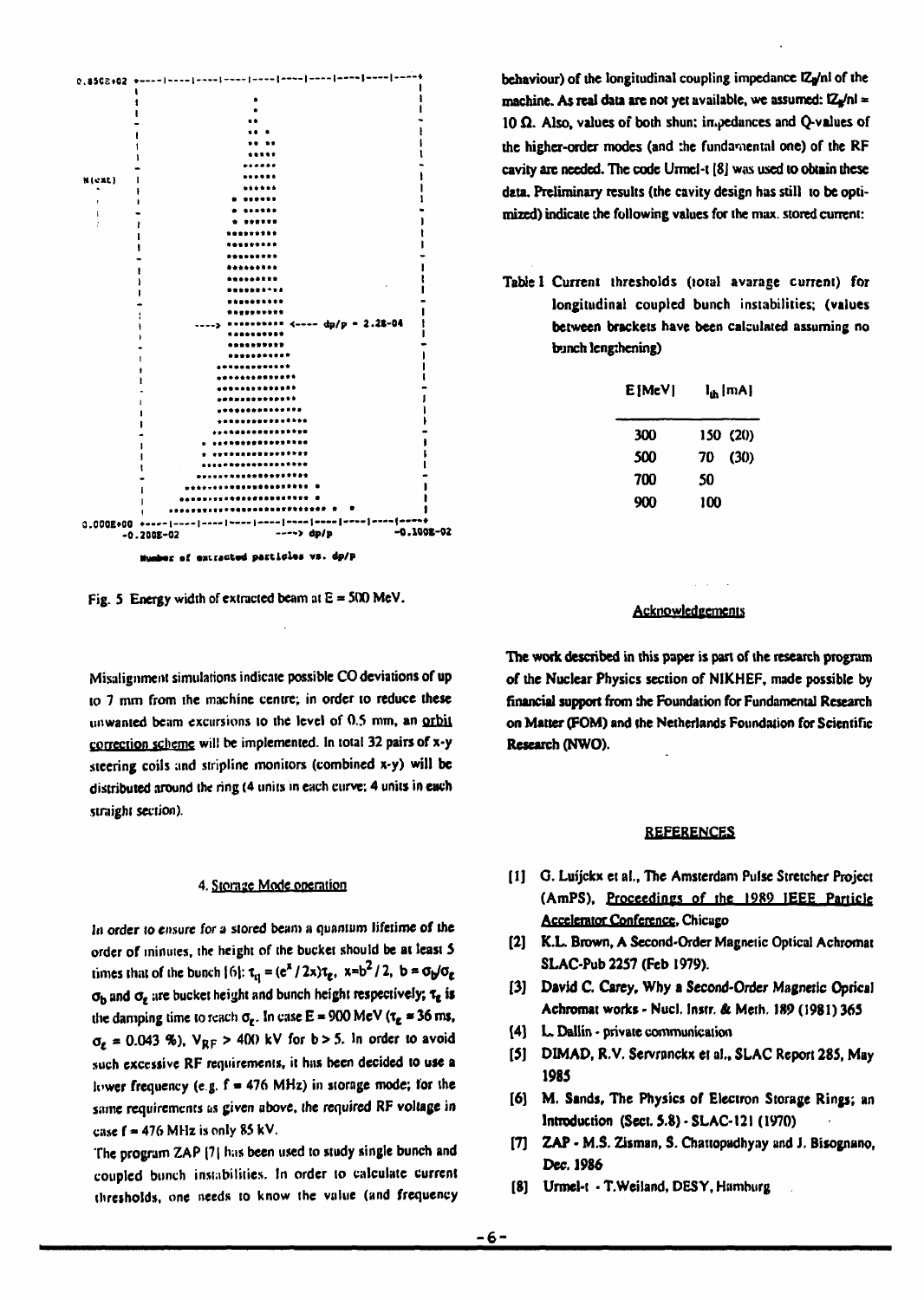Fig. 5 Energy width of extracted beam at E = 500 MeV.

Misalignment simulations indicate possible CO deviations of up to 7 mm from the machine centre; in order to reduce these unwanted beam excursions to the level of 0.5 mm, an orbit correction scheme will be implemented. In total 32 pairs of x-y steering coils and stripline monitors (combined x-y) will be distributed around the ring (4 units in each curve; 4 units in each straight section).

## 4. Storage Mode operation

In order to ensure for a stored beam a quantum lifetime of the order of minutes, the height of the bucket should be at least 5 times that of the bunch [6]: $\tau_q = (e^x / 2x)\tau_\varepsilon$, $x=b^2/2$, $b = \sigma_b/\sigma_\varepsilon$ $\sigma_b$ and $\sigma_\varepsilon$ are bucket height and bunch height respectively; $\tau_\varepsilon$ is the damping time to reach $\sigma_\varepsilon$. In case E = 900 MeV ($\tau_\varepsilon$ = 36 ms, $\sigma_\varepsilon$ = 0.043 %), $V_{RF}$ > 400 kV for b > 5. In order to avoid such excessive RF requirements, it has been decided to use a lower frequency (e.g. f = 476 MHz) in storage mode; for the same requirements as given above, the required RF voltage in case f = 476 MHz is only 85 kV.

The program ZAP [7] has been used to study single bunch and coupled bunch instabilities. In order to calculate current thresholds, one needs to know the value (and frequency behaviour) of the longitudinal coupling impedance $|Z_\parallel/n|$ of the machine. As real data are not yet available, we assumed: $|Z_\parallel/n|$ = 10 Ω. Also, values of both shunt impedances and Q-values of the higher-order modes (and the fundamental one) of the RF cavity are needed. The code Urmel-t [8] was used to obtain these data. Preliminary results (the cavity design has still to be optimized) indicate the following values for the max. stored current:

Table I Current thresholds (total avarage current) for longitudinal coupled bunch instabilities; (values between brackets have been calculated assuming no bunch lengthening)

| E [MeV] | $I_{th}$ [mA] |
|---|---|
| 300 | 150 (20) |
| 500 | 70 (30) |
| 700 | 50 |
| 900 | 100 |

## Acknowledgements

The work described in this paper is part of the research program of the Nuclear Physics section of NIKHEF, made possible by financial support from the Foundation for Fundamental Research on Matter (FOM) and the Netherlands Foundation for Scientific Research (NWO).

## REFERENCES

[1] G. Luijckx et al., The Amsterdam Pulse Stretcher Project (AmPS), Proceedings of the 1989 IEEE Particle Accelerator Conference, Chicago

[2] K.L. Brown, A Second-Order Magnetic Optical Achromat SLAC-Pub 2257 (Feb 1979).

[3] David C. Carey, Why a Second-Order Magnetic Optical Achromat works - Nucl. Instr. & Meth. 189 (1981) 365

[4] L. Dallin - private communication

[5] DIMAD, R.V. Servranckx et al., SLAC Report 285, May 1985

[6] M. Sands, The Physics of Electron Storage Rings; an Introduction (Sect. 5.8) - SLAC-121 (1970)

[7] ZAP - M.S. Zisman, S. Chattopadhyay and J. Bisognano, Dec. 1986

[8] Urmel-t - T.Weiland, DESY, Hamburg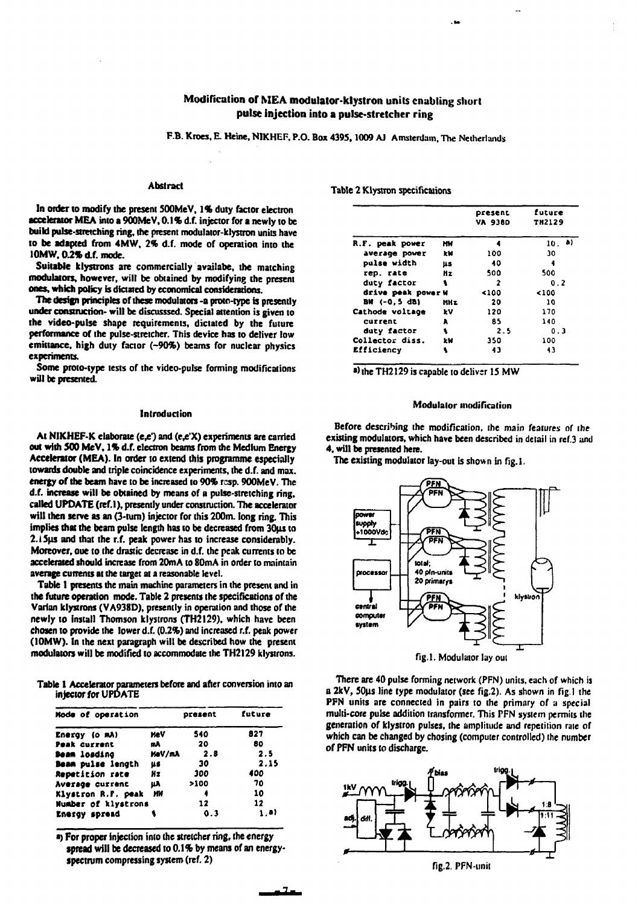# Modification of MEA modulator-klystron units enabling short pulse injection into a pulse-stretcher ring

F.B. Kroes, E. Heine, NIKHEF, P.O. Box 4395, 1009 AJ Amsterdam, The Netherlands

## Abstract

In order to modify the present 500MeV, 1% duty factor electron accelerator MEA into a 900MeV, 0.1% d.f. injector for a newly to be build pulse-stretching ring, the present modulator-klystron units have to be adapted from 4MW, 2% d.f. mode of operation into the 10MW, 0.2% d.f. mode.

Suitable klystrons are commercially availabe, the matching modulators, however, will be obtained by modifying the present ones, which policy is dictated by economical considerations.

The design principles of these modulators -a proto-type is presently under construction- will be discusssed. Special attention is given to the video-pulse shape requirements, dictated by the future performance of the pulse-stretcher. This device has to deliver low emittance, high duty factor (~90%) beams for nuclear physics experiments.

Some proto-type tests of the video-pulse forming modifications will be presented.

## Introduction

At NIKHEF-K elaborate (e,e') and (e,e'X) experiments are carried out with 500 MeV, 1% d.f. electron beams from the Medium Energy Accelerator (MEA). In order to extend this programme especially towards double and triple coincidence experiments, the d.f. and max. energy of the beam have to be increased to 90% resp. 900MeV. The d.f. increase will be obtained by means of a pulse-stretching ring, called UPDATE (ref.1), presently under construction. The accelerator will then serve as an (3-turn) injector for this 200m. long ring. This implies that the beam pulse length has to be decreased from 30µs to 2.15µs and that the r.f. peak power has to increase considerably. Moreover, due to the drastic decrease in d.f. the peak currents to be accelerated should increase from 20mA to 80mA in order to maintain average currents at the target at a reasonable level.

Table 1 presents the main machine parameters in the present and in the future operation mode. Table 2 presents the specifications of the Varian klystrons (VA938D), presently in operation and those of the newly to install Thomson klystrons (TH2129), which have been chosen to provide the lower d.f. (0.2%) and increased r.f. peak power (10MW). In the next paragraph will be described how the present modulators will be modified to accommodate the TH2129 klystrons.

Table 1 Accelerator parameters before and after conversion into an injector for UPDATE

| Mode of operation | | present | future |
|---|---|---|---|
| Energy (o mA) | MeV | 540 | 827 |
| Peak current | mA | 20 | 80 |
| Beam loading | MeV/mA | 2.8 | 2.5 |
| Beam pulse length | µs | 30 | 2.15 |
| Repetition rate | Hz | 300 | 400 |
| Average current | µA | >100 | 70 |
| Klystron R.F. peak | MW | 4 | 10 |
| Number of klystrons | | 12 | 12 |
| Energy spread | % | 0.3 | 1.a) |

a) For proper injection into the stretcher ring, the energy spread will be decreased to 0.1% by means of an energy-spectrum compressing system (ref. 2)

Table 2 Klystron specifications

| | | present VA 938D | future TH2129 |
|---|---|---|---|
| R.F. peak power | MW | 4 | 10. a) |
| average power | kW | 100 | 30 |
| pulse width | µs | 40 | 4 |
| rep. rate | Hz | 500 | 500 |
| duty factor | % | 2 | 0.2 |
| drive peak power | W | <100 | <100 |
| BW (-0,5 dB) | MHz | 20 | 10 |
| Cathode voltage | kV | 120 | 170 |
| current | A | 85 | 140 |
| duty factor | % | 2.5 | 0.3 |
| Collector diss. | kW | 350 | 100 |
| Efficiency | % | 43 | 43 |

a) the TH2129 is capable to deliver 15 MW

## Modulator modification

Before describing the modification, the main features of the existing modulators, which have been described in detail in ref.3 and 4, will be presented here.

The existing modulator lay-out is shown in fig.1.

fig.1. Modulator lay out

There are 40 pulse forming network (PFN) units, each of which is a 2kV, 50µs line type modulator (see fig.2). As shown in fig.1 the PFN units are connected in pairs to the primary of a special multi-core pulse addition transformer. This PFN system permits the generation of klystron pulses, the amplitude and repetition rate of which can be changed by chosing (computer controlled) the number of PFN units to discharge.

fig.2. PFN-unit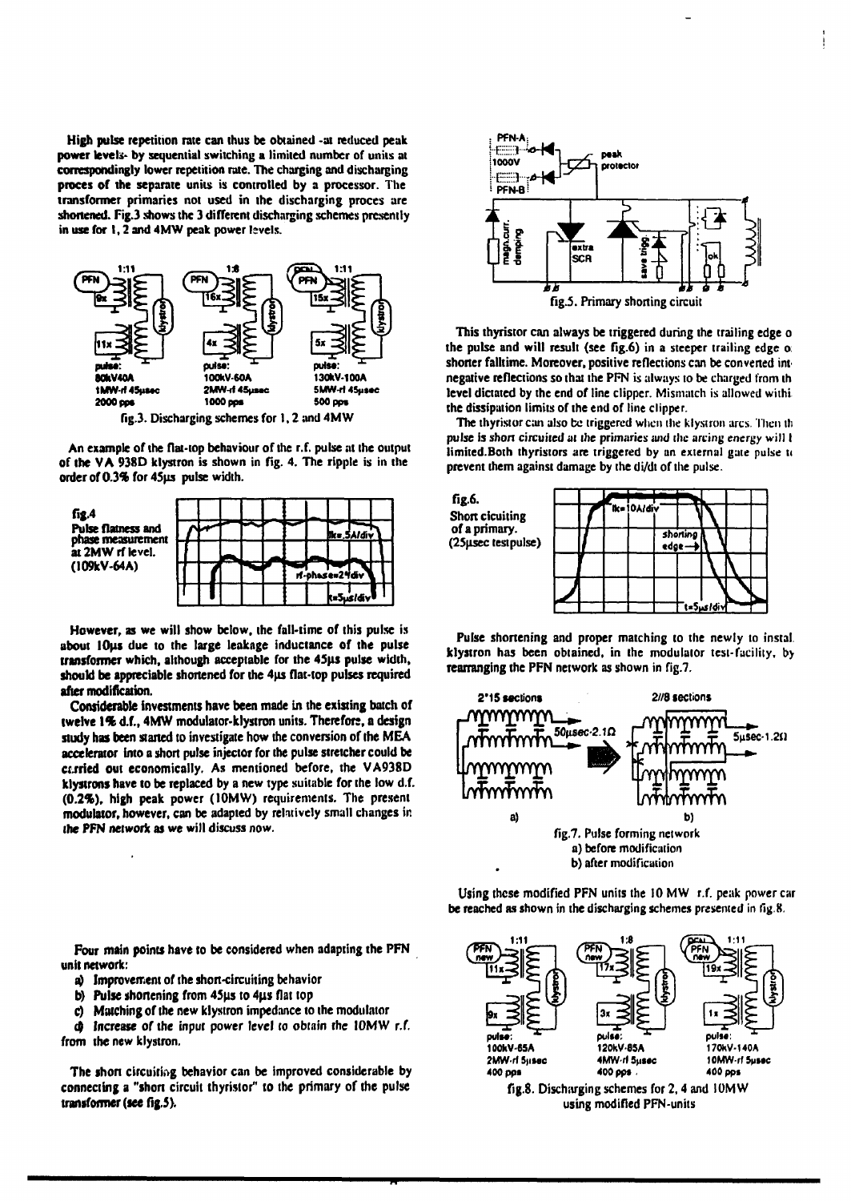High pulse repetition rate can thus be obtained -at reduced peak power levels- by sequential switching a limited number of units at correspondingly lower repetition rate. The charging and discharging proces of the separate units is controlled by a processor. The transformer primaries not used in the discharging proces are shortened. Fig.3 shows the 3 different discharging schemes presently in use for 1, 2 and 4MW peak power levels.

pulse: 80kV40A 1MW-rf 45μsec 2000 pps

pulse: 100kV-60A 2MW-rf 45μsec 1000 pps

pulse: 130kV-100A 5MW-rf 45μsec 500 pps

fig.3. Discharging schemes for 1, 2 and 4MW

An example of the flat-top behaviour of the r.f. pulse at the output of the VA 938D klystron is shown in fig. 4. The ripple is in the order of 0.3% for 45μs pulse width.

fig.4 Pulse flatness and phase measurement at 2MW rf level. (109kV-64A)

However, as we will show below, the fall-time of this pulse is about 10μs due to the large leakage inductance of the pulse transformer which, although acceptable for the 45μs pulse width, should be appreciable shortened for the 4μs flat-top pulses required after modification.

Considerable investments have been made in the existing batch of twelve 1% d.f., 4MW modulator-klystron units. Therefore, a design study has been started to investigate how the conversion of the MEA accelerator into a short pulse injector for the pulse stretcher could be carried out economically. As mentioned before, the VA938D klystrons have to be replaced by a new type suitable for the low d.f. (0.2%), high peak power (10MW) requirements. The present modulator, however, can be adapted by relatively small changes in the PFN network as we will discuss now.

Four main points have to be considered when adapting the PFN unit network:

a) Improvement of the short-circuiting behavior

b) Pulse shortening from 45μs to 4μs flat top

c) Matching of the new klystron impedance to the modulator

d) Increase of the input power level to obtain the 10MW r.f. from the new klystron.

The short circuiting behavior can be improved considerable by connecting a "short circuit thyristor" to the primary of the pulse transformer (see fig.5).

fig.5. Primary shorting circuit

This thyristor can always be triggered during the trailing edge of the pulse and will result (see fig.6) in a steeper trailing edge or shorter falltime. Moreover, positive reflections can be converted into negative reflections so that the PFN is always to be charged from the level dictated by the end of line clipper. Mismatch is allowed within the dissipation limits of the end of line clipper.

The thyristor can also be triggered when the klystron arcs. Then the pulse is short circuited at the primaries and the arcing energy will be limited. Both thyristors are triggered by an external gate pulse to prevent them against damage by the di/dt of the pulse.

fig.6. Short cicuiting of a primary. (25μsec testpulse)

Pulse shortening and proper matching to the newly to install klystron has been obtained, in the modulator test-facility, by rearranging the PFN network as shown in fig.7.

fig.7. Pulse forming network
a) before modification
b) after modification

Using these modified PFN units the 10 MW r.f. peak power can be reached as shown in the discharging schemes presented in fig.8.

pulse: 100kV-65A 2MW-rf 5μsec 400 pps

pulse: 120kV-85A 4MW-rf 5μsec 400 pps

pulse: 170kV-140A 10MW-rf 5μsec 400 pps

fig.8. Discharging schemes for 2, 4 and 10MW using modified PFN-units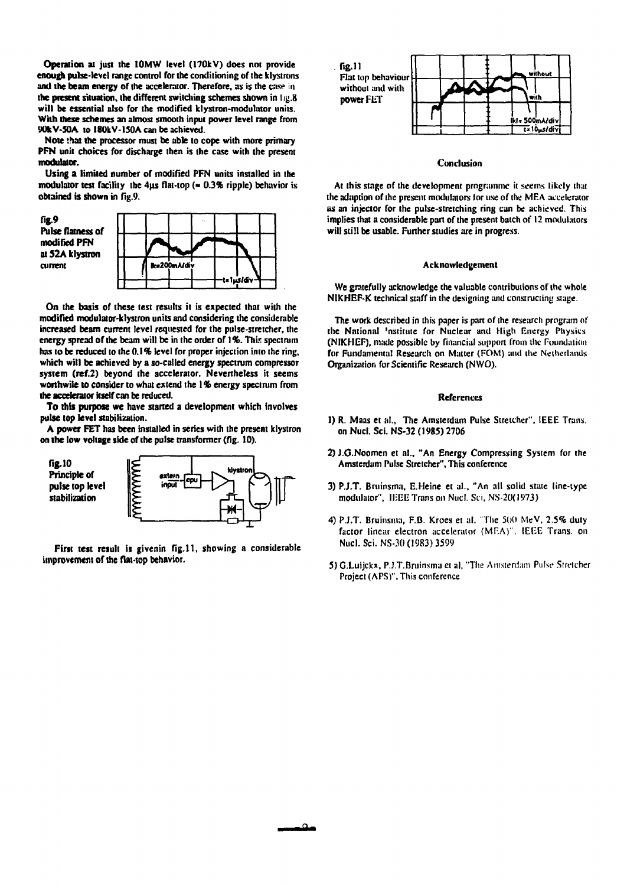Operation at just the 10MW level (170kV) does not provide enough pulse-level range control for the conditioning of the klystrons and the beam energy of the accelerator. Therefore, as is the case in the present situation, the different switching schemes shown in fig.8 will be essential also for the modified klystron-modulator units. With these schemes an almost smooth input power level range from 90kV-50A to 180kV-150A can be achieved.

Note that the processor must be able to cope with more primary PFN unit choices for discharge then is the case with the present modulator.

Using a limited number of modified PFN units installed in the modulator test facility the 4μs flat-top (= 0.3% ripple) behavior is obtained is shown in fig.9.

fig.9
Pulse flatness of modified PFN at 52A klystron current

Ik=200mA/div
t=1μs/div

On the basis of these test results it is expected that with the modified modulator-klystron units and considering the considerable increased beam current level requested for the pulse-stretcher, the energy spread of the beam will be in the order of 1%. This spectrum has to be reduced to the 0.1% level for proper injection into the ring, which will be achieved by a so-called energy spectrum compressor system (ref.2) beyond the accelerator. Nevertheless it seems worthwile to consider to what extend the 1% energy spectrum from the accelerator itself can be reduced.

To this purpose we have started a development which involves pulse top level stabilization.

A power FET has been installed in series with the present klystron on the low voltage side of the pulse transformer (fig. 10).

fig.10
Principle of pulse top level stabilization

extern input
cpu
klystron

First test result is givenin fig.11, showing a considerable improvement of the flat-top behavior.

fig.11
Flat top behaviour without and with power FET

without
with
Ikl= 500mA/div
t=10μs/div

## Conclusion

At this stage of the development programme it seems likely that the adaption of the present modulators for use of the MEA accelerator as an injector for the pulse-stretching ring can be achieved. This implies that a considerable part of the present batch of 12 modulators will still be usable. Further studies are in progress.

## Acknowledgement

We gratefully acknowledge the valuable contributions of the whole NIKHEF-K technical staff in the designing and constructing stage.

The work described in this paper is part of the research program of the National 'nstitute for Nuclear and High Energy Physics (NIKHEF), made possible by financial support from the Foundation for Fundamental Research on Matter (FOM) and the Netherlands Organization for Scientific Research (NWO).

## References

1) R. Maas et al., The Amsterdam Pulse Stretcher", IEEE Trans. on Nucl. Sci. NS-32 (1985) 2706

2) J.G.Noomen et al., "An Energy Compressing System for the Amsterdam Pulse Stretcher", This conference

3) P.J.T. Bruinsma, E.Heine et al., "An all solid state line-type modulator", IEEE Trans on Nucl. Sci, NS-20(1973)

4) P.J.T. Bruinsma, F.B. Kroes et al, "The 500 MeV, 2.5% duty factor linear electron accelerator (MEA)", IEEE Trans. on Nucl. Sci. NS-30 (1983) 3599

5) G.Luijckx, P.J.T.Bruinsma et al, "The Amsterdam Pulse Stretcher Project (APS)", This conference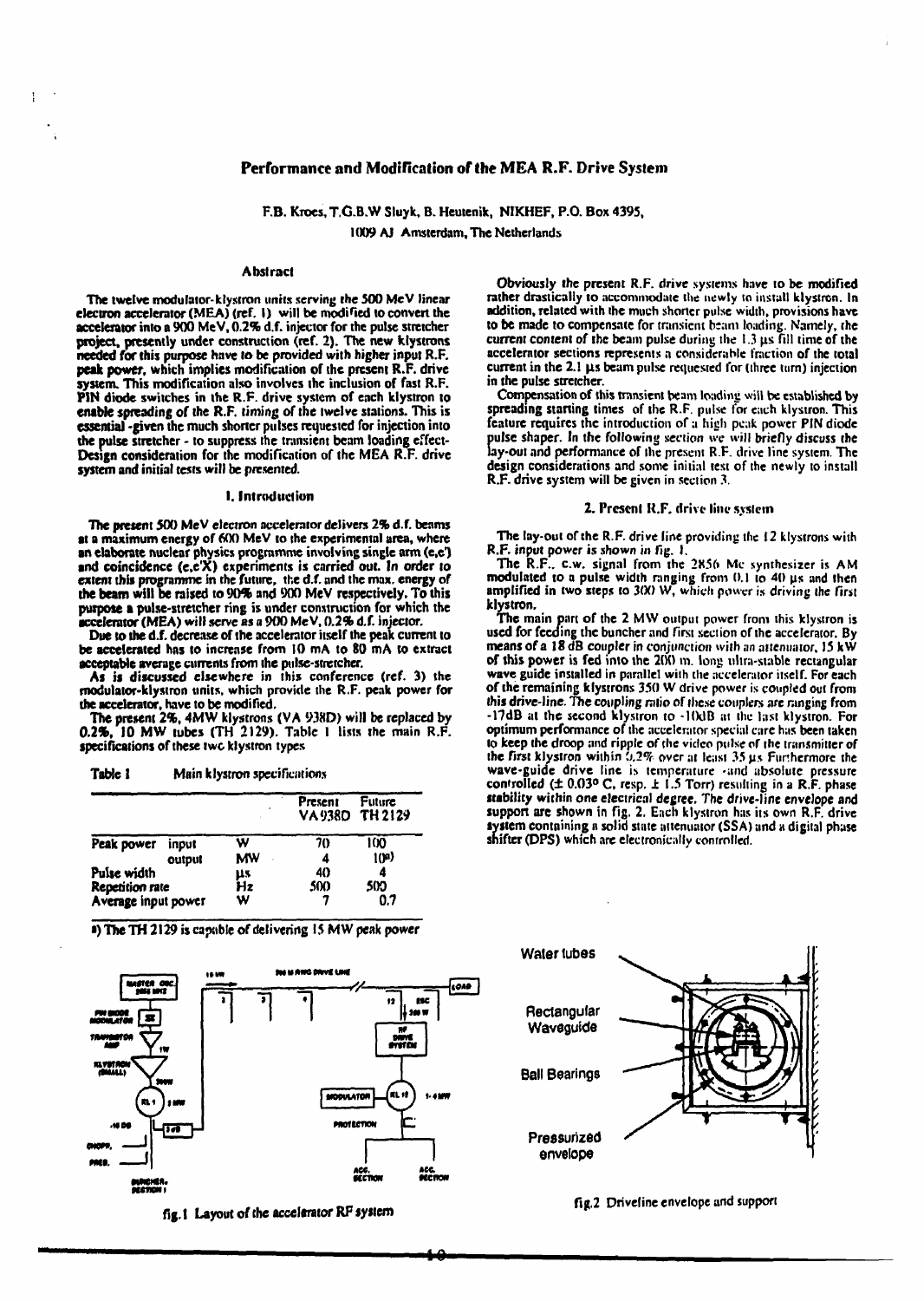# Performance and Modification of the MEA R.F. Drive System

F.B. Kroes, T.G.B.W Sluyk, B. Heutenik, NIKHEF, P.O. Box 4395,
1009 AJ Amsterdam, The Netherlands

## Abstract

The twelve modulator-klystron units serving the 500 MeV linear electron accelerator (MEA) (ref. 1) will be modified to convert the accelerator into a 900 MeV, 0.2% d.f. injector for the pulse stretcher project, presently under construction (ref. 2). The new klystrons needed for this purpose have to be provided with higher input R.F. peak power, which implies modification of the present R.F. drive system. This modification also involves the inclusion of fast R.F. PIN diode switches in the R.F. drive system of each klystron to enable spreading of the R.F. timing of the twelve stations. This is essential -given the much shorter pulses requested for injection into the pulse stretcher - to suppress the transient beam loading effect. Design consideration for the modification of the MEA R.F. drive system and initial tests will be presented.

## 1. Introduction

The present 500 MeV electron accelerator delivers 2% d.f. beams at a maximum energy of 600 MeV to the experimental area, where an elaborate nuclear physics programme involving single arm (e,e') and coincidence (e,e'X) experiments is carried out. In order to extent this programme in the future, the d.f. and the max. energy of the beam will be raised to 90% and 900 MeV respectively. To this purpose a pulse-stretcher ring is under construction for which the accelerator (MEA) will serve as a 900 MeV, 0.2% d.f. injector.

Due to the d.f. decrease of the accelerator itself the peak current to be accelerated has to increase from 10 mA to 80 mA to extract acceptable average currents from the pulse-stretcher.

As is discussed elsewhere in this conference (ref. 3) the modulator-klystron units, which provide the R.F. peak power for the accelerator, have to be modified.

The present 2%, 4MW klystrons (VA 938D) will be replaced by 0.2%, 10 MW tubes (TH 2129). Table 1 lists the main R.F. specifications of these two klystron types.

**Table 1** Main klystron specifications

| | | | Present VA938D | Future TH 2129 |
|---|---|---|---|---|
| Peak power | input | W | 70 | 100 |
| | output | MW | 4 | 10*) |
| Pulse width | | μs | 40 | 4 |
| Repetition rate | | Hz | 500 | 500 |
| Average input power | | W | 7 | 0.7 |

*) The TH 2129 is capable of delivering 15 MW peak power

fig.1 Layout of the accelerator RF system

Obviously the present R.F. drive systems have to be modified rather drastically to accommodate the newly to install klystron. In addition, related with the much shorter pulse width, provisions have to be made to compensate for transient beam loading. Namely, the current content of the beam pulse during the 1.3 μs fill time of the accelerator sections represents a considerable fraction of the total current in the 2.1 μs beam pulse requested for (three turn) injection in the pulse stretcher.

Compensation of this transient beam loading will be established by spreading starting times of the R.F. pulse for each klystron. This feature requires the introduction of a high peak power PIN diode pulse shaper. In the following section we will briefly discuss the lay-out and performance of the present R.F. drive line system. The design considerations and some initial test of the newly to install R.F. drive system will be given in section 3.

## 2. Present R.F. drive line system

The lay-out of the R.F. drive line providing the 12 klystrons with R.F. input power is shown in fig. 1.

The R.F.. c.w. signal from the 2856 Mc synthesizer is AM modulated to a pulse width ranging from 0.1 to 40 μs and then amplified in two steps to 300 W, which power is driving the first klystron.

The main part of the 2 MW output power from this klystron is used for feeding the buncher and first section of the accelerator. By means of a 18 dB coupler in conjunction with an attenuator, 15 kW of this power is fed into the 200 m. long ultra-stable rectangular wave guide installed in parallel with the accelerator itself. For each of the remaining klystrons 350 W drive power is coupled out from this drive-line. The coupling ratio of these couplers are ranging from -17dB at the second klystron to -10dB at the last klystron. For optimum performance of the accelerator special care has been taken to keep the droop and ripple of the video pulse of the transmitter of the first klystron within 0.2% over at least 35 μs. Furthermore the wave-guide drive line is temperature -and absolute pressure controlled (± 0.03° C, resp. ± 1.5 Torr) resulting in a R.F. phase stability within one electrical degree. The drive-line envelope and support are shown in fig. 2. Each klystron has its own R.F. drive system containing a solid state attenuator (SSA) and a digital phase shifter (DPS) which are electronically controlled.

fig.2 Driveline envelope and support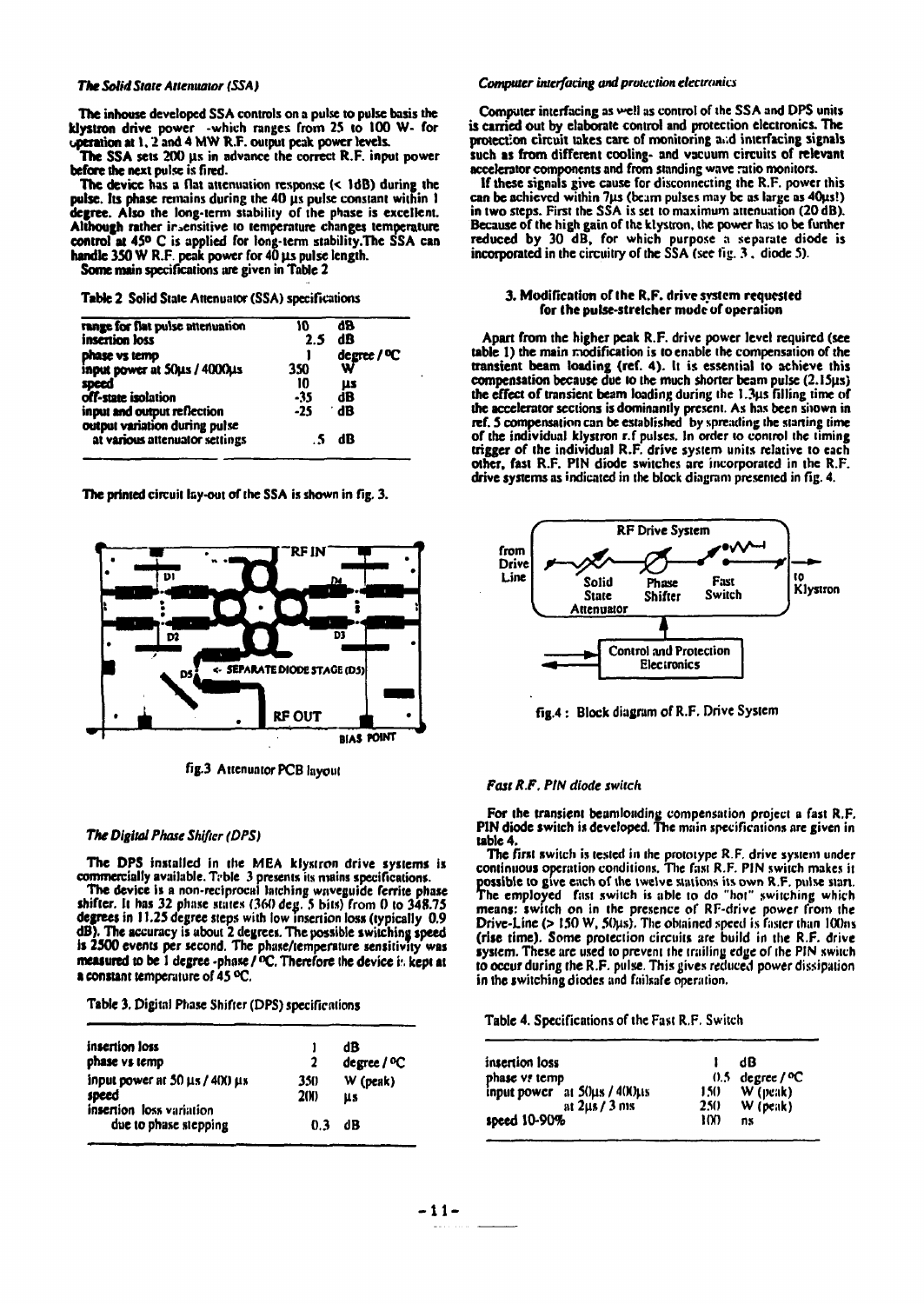*The Solid State Attenuator (SSA)*

The inhouse developed SSA controls on a pulse to pulse basis the klystron drive power -which ranges from 25 to 100 W- for operation at 1, 2 and 4 MW R.F. output peak power levels.
The SSA sets 200 µs in advance the correct R.F. input power before the next pulse is fired.
The device has a flat attenuation response (< 1dB) during the pulse. Its phase remains during the 40 µs pulse constant within 1 degree. Also the long-term stability of the phase is excellent. Although rather insensitive to temperature changes temperature control at 45° C is applied for long-term stability. The SSA can handle 350 W R.F. peak power for 40 µs pulse length.
Some main specifications are given in Table 2

Table 2 Solid State Attenuator (SSA) specifications

| | | |
|---|---|---|
| range for flat pulse attenuation | 10 | dB |
| insertion loss | 2.5 | dB |
| phase vs temp | 1 | degree / °C |
| input power at 50µs / 4000µs | 350 | W |
| speed | 10 | µs |
| off-state isolation | -35 | dB |
| input and output reflection | -25 | dB |
| output variation during pulse at various attenuator settings | .5 | dB |

The printed circuit lay-out of the SSA is shown in fig. 3.

fig.3 Attenuator PCB layout

*The Digital Phase Shifter (DPS)*

The DPS installed in the MEA klystron drive systems is commercially available. Table 3 presents its main specifications.
The device is a non-reciprocal latching waveguide ferrite phase shifter. It has 32 phase states (360 deg. 5 bits) from 0 to 348.75 degrees in 11.25 degree steps with low insertion loss (typically 0.9 dB). The accuracy is about 2 degrees. The possible switching speed is 2500 events per second. The phase/temperature sensitivity was measured to be 1 degree -phase / °C. Therefore the device is kept at a constant temperature of 45 °C.

Table 3. Digital Phase Shifter (DPS) specifications

| | | |
|---|---|---|
| insertion loss | 1 | dB |
| phase vs temp | 2 | degree / °C |
| input power at 50 µs / 400 µs | 350 | W (peak) |
| speed | 200 | µs |
| insertion loss variation due to phase stepping | 0.3 | dB |

*Computer interfacing and protection electronics*

Computer interfacing as well as control of the SSA and DPS units is carried out by elaborate control and protection electronics. The protection circuit takes care of monitoring and interfacing signals such as from different cooling- and vacuum circuits of relevant accelerator components and from standing wave ratio monitors.
If these signals give cause for disconnecting the R.F. power this can be achieved within 7µs (beam pulses may be as large as 40µs!) in two steps. First the SSA is set to maximum attenuation (20 dB). Because of the high gain of the klystron, the power has to be further reduced by 30 dB, for which purpose a separate diode is incorporated in the circuitry of the SSA (see fig. 3, diode 5).

### 3. Modification of the R.F. drive system requested for the pulse-stretcher mode of operation

Apart from the higher peak R.F. drive power level required (see table 1) the main modification is to enable the compensation of the transient beam loading (ref. 4). It is essential to achieve this compensation because due to the much shorter beam pulse (2.15µs) the effect of transient beam loading during the 1.3µs filling time of the accelerator sections is dominantly present. As has been shown in ref. 5 compensation can be established by spreading the starting time of the individual klystron r.f pulses. In order to control the timing trigger of the individual R.F. drive system units relative to each other, fast R.F. PIN diode switches are incorporated in the R.F. drive systems as indicated in the block diagram presented in fig. 4.

fig.4 : Block diagram of R.F. Drive System

*Fast R.F. PIN diode switch*

For the transient beamloading compensation project a fast R.F. PIN diode switch is developed. The main specifications are given in table 4.
The first switch is tested in the prototype R.F. drive system under continuous operation conditions. The fast R.F. PIN switch makes it possible to give each of the twelve stations its own R.F. pulse start. The employed fast switch is able to do "hot" switching which means: switch on in the presence of RF-drive power from the Drive-Line (> 150 W, 50µs). The obtained speed is faster than 100ns (rise time). Some protection circuits are build in the R.F. drive system. These are used to prevent the trailing edge of the PIN switch to occur during the R.F. pulse. This gives reduced power dissipation in the switching diodes and failsafe operation.

Table 4. Specifications of the Fast R.F. Switch

| | | |
|---|---|---|
| insertion loss | 1 | dB |
| phase vs temp | 0.5 | degree / °C |
| input power at 50µs / 400µs | 150 | W (peak) |
| at 2µs / 3 ms | 250 | W (peak) |
| speed 10-90% | 100 | ns |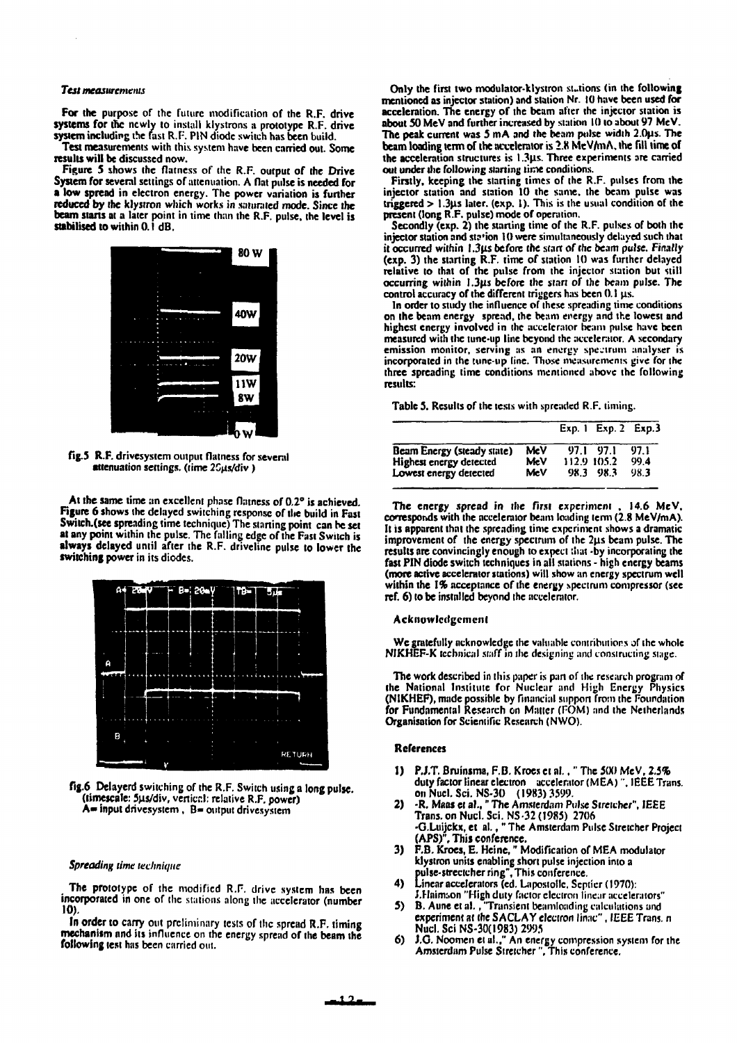### *Test measurements*

For the purpose of the future modification of the R.F. drive systems for the newly to install klystrons a prototype R.F. drive system including the fast R.F. PIN diode switch has been build.

Test measurements with this system have been carried out. Some results will be discussed now.

Figure 5 shows the flatness of the R.F. output of the Drive System for several settings of attenuation. A flat pulse is needed for a low spread in electron energy. The power variation is further reduced by the klystron which works in saturated mode. Since the beam starts at a later point in time than the R.F. pulse, the level is stabilised to within 0.1 dB.

fig.5 R.F. drivesystem output flatness for several attenuation settings. (time 25μs/div )

At the same time an excellent phase flatness of 0.2° is achieved. Figure 6 shows the delayed switching response of the build in Fast Switch.(see spreading time technique) The starting point can be set at any point within the pulse. The falling edge of the Fast Switch is always delayed until after the R.F. driveline pulse to lower the switching power in its diodes.

fig.6 Delayerd switching of the R.F. Switch using a long pulse. (timescale: 5μs/div, vertical: relative R.F. power) A= input drivesystem , B= output drivesystem

### *Spreading time technique*

The prototype of the modified R.F. drive system has been incorporated in one of the stations along the accelerator (number 10).

In order to carry out preliminary tests of the spread R.F. timing mechanism and its influence on the energy spread of the beam the following test has been carried out.

Only the first two modulator-klystron stations (in the following mentioned as injector station) and station Nr. 10 have been used for acceleration. The energy of the beam after the injector station is about 50 MeV and further increased by station 10 to about 97 MeV. The peak current was 5 mA and the beam pulse width 2.0μs. The beam loading term of the accelerator is 2.8 MeV/mA, the fill time of the acceleration structures is 1.3μs. Three experiments are carried out under the following starting time conditions.

Firstly, keeping the starting times of the R.F. pulses from the injector station and station 10 the same, the beam pulse was triggered > 1.3μs later. (exp. 1). This is the usual condition of the present (long R.F. pulse) mode of operation.

Secondly (exp. 2) the starting time of the R.F. pulses of both the injector station and station 10 were simultaneously delayed such that it occurred within 1.3μs before the start of the beam pulse. Finally (exp. 3) the starting R.F. time of station 10 was further delayed relative to that of the pulse from the injector station but still occurring within 1.3μs before the start of the beam pulse. The control accuracy of the different triggers has been 0.1 μs.

In order to study the influence of these spreading time conditions on the beam energy spread, the beam energy and the lowest and highest energy involved in the accelerator beam pulse have been measured with the tune-up line beyond the accelerator. A secondary emission monitor, serving as an energy spectrum analyser is incorporated in the tune-up line. Those measurements give for the three spreading time conditions mentioned above the following results:

Table 5. Results of the tests with spreaded R.F. timing.

| | | Exp. 1 | Exp. 2 | Exp.3 |
|---|---|---|---|---|
| Beam Energy (steady state) | MeV | 97.1 | 97.1 | 97.1 |
| Highest energy detected | MeV | 112.9 | 105.2 | 99.4 |
| Lowest energy detected | MeV | 98.3 | 98.3 | 98.3 |

The energy spread in the first experiment , 14.6 MeV, corresponds with the accelerator beam loading term (2.8 MeV/mA). It is apparent that the spreading time experiment shows a dramatic improvement of the energy spectrum of the 2μs beam pulse. The results are convincingly enough to expect that -by incorporating the fast PIN diode switch techniques in all stations - high energy beams (more active accelerator stations) will show an energy spectrum well within the 1% acceptance of the energy spectrum compressor (see ref. 6) to be installed beyond the accelerator.

### Acknowledgement

We gratefully acknowledge the valuable contributions of the whole NIKHEF-K technical staff in the designing and constructing stage.

The work described in this paper is part of the research program of the National Institute for Nuclear and High Energy Physics (NIKHEF), made possible by financial support from the Foundation for Fundamental Research on Matter (FOM) and the Netherlands Organisation for Scientific Research (NWO).

### References

1) P.J.T. Bruinsma, F.B. Kroes et al. , " The 500 MeV, 2.5% duty factor linear electron accelerator (MEA) ", IEEE Trans. on Nucl. Sci. NS-30 (1983) 3599.
2) -R. Maas et al., " The Amsterdam Pulse Stretcher", IEEE Trans. on Nucl. Sci. NS-32 (1985) 2706
   -G.Luijckx, et al. , " The Amsterdam Pulse Stretcher Project (APS)", This conference.
3) F.B. Kroes, E. Heine, " Modification of MEA modulator klystron units enabling short pulse injection into a pulse-strectcher ring", This conference.
4) Linear accelerators (ed. Lapostolle, Septier (1970): J.Haimson "High duty factor electron linear accelerators"
5) B. Aune et al. , "Transient beamloading calculations and experiment at the SACLAY electron linac" , IEEE Trans. n Nucl. Sci NS-30(1983) 2995
6) J.G. Noomen et al.," An energy compression system for the Amsterdam Pulse Stretcher ", This conference.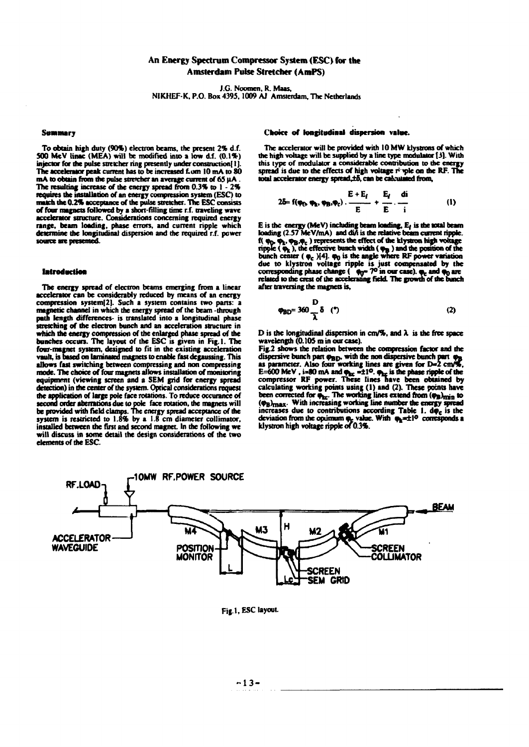# An Energy Spectrum Compressor System (ESC) for the Amsterdam Pulse Stretcher (AmPS)

J.G. Noomen, R. Maas,
NIKHEF-K, P.O. Box 4395, 1009 AJ Amsterdam, The Netherlands

## Summary

To obtain high duty (90%) electron beams, the present 2% d.f. 500 MeV linac (MEA) will be modified into a low d.f. (0.1%) injector for the pulse stretcher ring presently under construction[1]. The accelerator peak current has to be increased from 10 mA to 80 mA to obtain from the pulse stretcher an average current of 65 µA. The resulting increase of the energy spread from 0.3% to 1 - 2% requires the installation of an energy compression system (ESC) to match the 0.2% acceptance of the pulse stretcher. The ESC consists of four magnets followed by a short-filling time r.f. traveling wave accelerator structure. Considerations concerning required energy range, beam loading, phase errors, and current ripple which determine the longitudinal dispersion and the required r.f. power source are presented.

## Introduction

The energy spread of electron beams emerging from a linear accelerator can be considerably reduced by means of an energy compression system[2]. Such a system contains two parts: a magnetic channel in which the energy spread of the beam -through path length differences- is translated into a longitudinal phase stretching of the electron bunch and an acceleration structure in which the energy compression of the enlarged phase spread of the bunches occurs. The layout of the ESC is given in Fig.1. The four-magnet system, designed to fit in the existing acceleration vault, is based on laminated magnets to enable fast degaussing. This allows fast switching between compressing and non compressing mode. The choice of four magnets allows installation of monitoring equipment (viewing screen and a SEM grid for energy spread detection) in the center of the system. Optical considerations request the application of large pole face rotations. To reduce occurance of second order aberrations due to pole face rotation, the magnets will be provided with field clamps. The energy spread acceptance of the system is restricted to 1.8% by a 1.8 cm diameter collimator, installed between the first and second magnet. In the following we will discuss in some detail the design considerations of the two elements of the ESC.

## Choice of longitudinal dispersion value.

The accelerator will be provided with 10 MW klystrons of which the high voltage will be supplied by a line type modulator [3]. With this type of modulator a considerable contribution to the energy spread is due to the effects of high voltage ripple on the RF. The total accelerator energy spread, $\pm\delta$, can be calculated from,

$$2\delta = f(\varphi_0, \varphi_k, \varphi_B, \varphi_c) \cdot \frac{E + E_l}{E} + \frac{E_l}{E} \cdot \frac{di}{i} \qquad (1)$$

E is the energy (MeV) including beam loading, $E_l$ is the total beam loading (2.57 MeV/mA) and $di/i$ is the relative beam current ripple. $f(\varphi_0, \varphi_k, \varphi_B, \varphi_c)$ represents the effect of the klystron high voltage ripple ($\varphi_k$), the effective bunch width ($\varphi_B$) and the position of the bunch center ($\varphi_c$)[4]. $\varphi_0$ is the angle where RF power variation due to klystron voltage ripple is just compensated by the corresponding phase change ($\varphi_0 = 7°$ in our case). $\varphi_c$ and $\varphi_0$ are related to the crest of the accelerating field. The growth of the bunch after traversing the magnets is,

$$\varphi_{BD} = 360 \frac{D}{\lambda} \delta \;\; (°) \qquad (2)$$

D is the longitudinal dispersion in cm/%, and $\lambda$ is the free space wavelength (0.105 m in our case).

Fig.2 shows the relation between the compression factor and the dispersive bunch part $\varphi_{BD}$, with the non dispersive bunch part $\varphi_B$ as parameter. Also four working lines are given for D=2 cm/%, E=600 MeV, i=80 mA and $\varphi_{kc} = \pm 1°$. $\varphi_{kc}$ is the phase ripple of the compressor RF power. These lines have been obtained by calculating working points using (1) and (2). These points have been corrected for $\varphi_{kc}$. The working lines extend from $(\varphi_B)_{min}$ to $(\varphi_B)_{max}$. With increasing working line number the energy spread increases due to contributions according Table 1. $d\varphi_c$ is the deviation from the opimum $\varphi_c$ value. With $\varphi_k = \pm 1°$ corresponds a klystron high voltage ripple of 0.3%.

RF.LOAD, 10MW RF.POWER SOURCE, BEAM, ACCELERATOR WAVEGUIDE, M4, M3, H, M2, M1, POSITION MONITOR, L, Lc, SCREEN, SEM GRID, SCREEN, COLLIMATOR

Fig.1, ESC layout.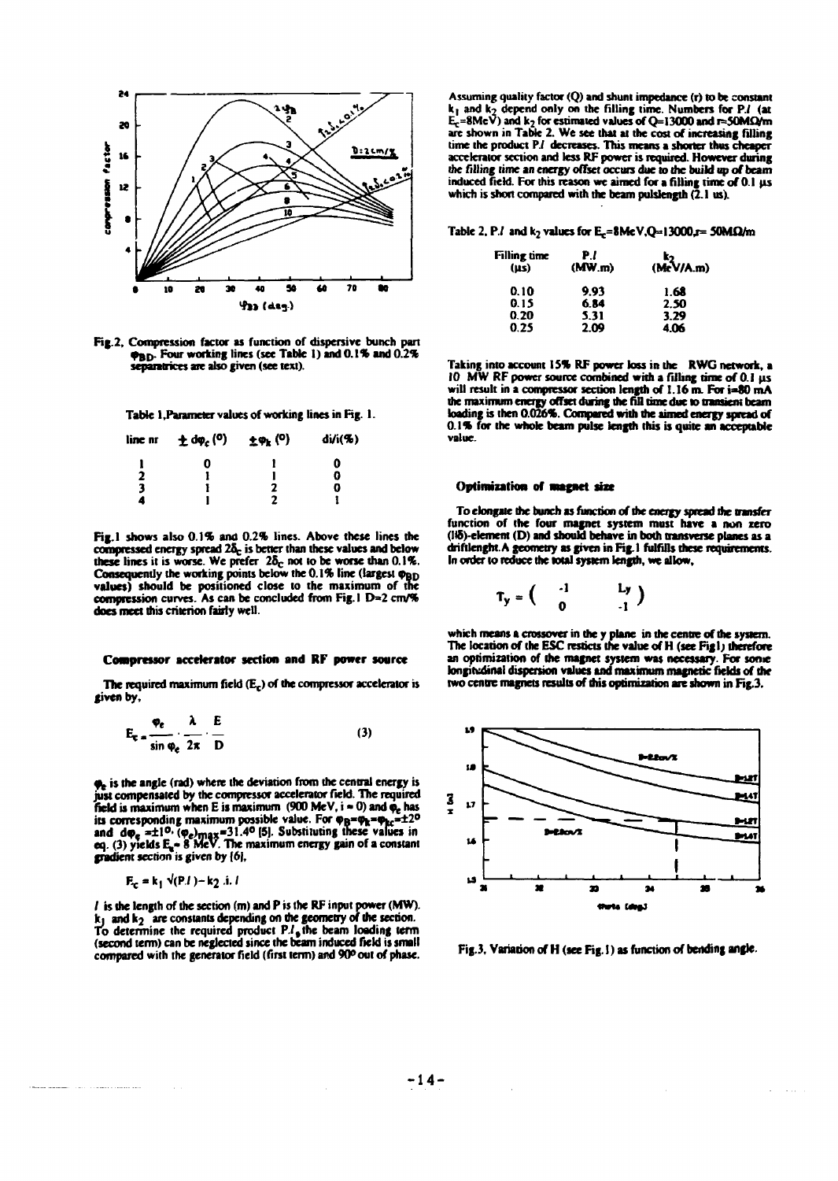Fig.2, Compression factor as function of dispersive bunch part $\varphi_{BD}$. Four working lines (see Table 1) and 0.1% and 0.2% separatrices are also given (see text).

Table 1, Parameter values of working lines in Fig. 1.

| line nr | $\pm\, d\varphi_c$ (°) | $\pm\varphi_k$ (°) | di/i(%) |
|---|---|---|---|
| 1 | 0 | 1 | 0 |
| 2 | 1 | 1 | 0 |
| 3 | 1 | 2 | 0 |
| 4 | 1 | 2 | 1 |

Fig.1 shows also 0.1% and 0.2% lines. Above these lines the compressed energy spread $2\delta_c$ is better than these values and below these lines it is worse. We prefer $2\delta_c$ not to be worse than 0.1%. Consequently the working points below the 0.1% line (largest $\varphi_{BD}$ values) should be positioned close to the maximum of the compression curves. As can be concluded from Fig.1 D=2 cm/% does meet this criterion fairly well.

### Compressor accelerator section and RF power source

The required maximum field ($E_c$) of the compressor accelerator is given by,

$$E_c = \frac{\varphi_e}{\sin\varphi_e} \cdot \frac{\lambda}{2\pi} \cdot \frac{E}{D} \qquad (3)$$

$\varphi_e$ is the angle (rad) where the deviation from the central energy is just compensated by the compressor accelerator field. The required field is maximum when E is maximum (900 MeV, i = 0) and $\varphi_e$ has its corresponding maximum possible value. For $\varphi_B=\varphi_k=\varphi_{kc}=\pm 2°$ and $d\varphi_e = \pm 1°$, $(\varphi_e)_{max}=31.4°$ [5]. Substituting these values in eq. (3) yields $E_c$ = 8 MeV. The maximum energy gain of a constant gradient section is given by [6],

$$E_c = k_1 \sqrt{(P.l)} - k_2\, .i.\, l$$

$l$ is the length of the section (m) and P is the RF input power (MW). $k_1$ and $k_2$ are constants depending on the geometry of the section. To determine the required product $P.l$, the beam loading term (second term) can be neglected since the beam induced field is small compared with the generator field (first term) and 90° out of phase.

Assuming quality factor (Q) and shunt impedance (r) to be constant $k_1$ and $k_2$ depend only on the filling time. Numbers for $P.l$ (at $E_c$=8MeV) and $k_2$ for estimated values of Q=13000 and r=50MΩ/m are shown in Table 2. We see that at the cost of increasing filling time the product $P.l$ decreases. This means a shorter thus cheaper accelerator section and less RF power is required. However during the filling time an energy offset occurs due to the build up of beam induced field. For this reason we aimed for a filling time of 0.1 µs which is short compared with the beam pulslength (2.1 us).

Table 2, $P.l$ and $k_2$ values for $E_c$=8MeV, Q=13000, r= 50MΩ/m

| Filling time (µs) | $P.l$ (MW.m) | $k_2$ (MeV/A.m) |
|---|---|---|
| 0.10 | 9.93 | 1.68 |
| 0.15 | 6.84 | 2.50 |
| 0.20 | 5.31 | 3.29 |
| 0.25 | 2.09 | 4.06 |

Taking into account 15% RF power loss in the RWG network, a 10 MW RF power source combined with a filling time of 0.1 µs will result in a compressor section length of 1.16 m. For i=80 mA the maximum energy offset during the fill time due to transient beam loading is then 0.026%. Compared with the aimed energy spread of 0.1% for the whole beam pulse length this is quite an acceptable value.

### Optimization of magnet size

To elongate the bunch as function of the energy spread the transfer function of the four magnet system must have a non zero ($l_{56}$)-element (D) and should behave in both transverse planes as a driftlenght. A geometry as given in Fig.1 fulfills these requirements. In order to reduce the total system length, we allow,

$$T_y = \begin{pmatrix} -1 & L_y \\ 0 & -1 \end{pmatrix}$$

which means a crossover in the y plane in the centre of the system. The location of the ESC restricts the value of H (see Fig1) therefore an optimization of the magnet system was necessary. For some longitudinal dispersion values and maximum magnetic fields of the two centre magnets results of this optimization are shown in Fig.3.

Fig.3, Variation of H (see Fig.1) as function of bending angle.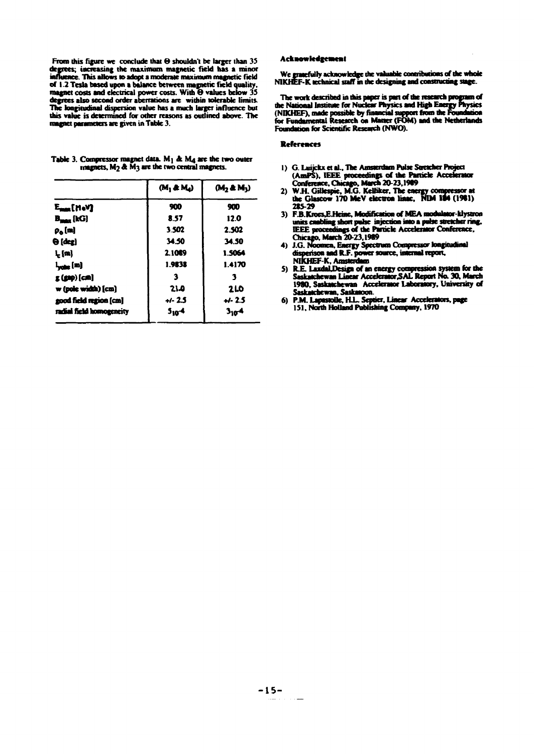From this figure we conclude that Θ shouldn't be larger than 35 degrees; increasing the maximum magnetic field has a minor influence. This allows to adopt a moderate maximum magnetic field of 1.2 Tesla based upon a balance between magnetic field quality, magnet costs and electrical power costs. With Θ values below 35 degrees also second order aberrations are within tolerable limits. The longitudinal dispersion value has a much larger influence but this value is determined for other reasons as outlined above. The magnet parameters are given in Table 3.

Table 3. Compressor magnet data. $M_1$ & $M_4$ are the two outer magnets, $M_2$ & $M_3$ are the two central magnets.

| | ($M_1$ & $M_4$) | ($M_2$ & $M_3$) |
|---|---|---|
| $E_{max}$ [MeV] | 900 | 900 |
| $B_{max}$ [kG] | 8.57 | 12.0 |
| $\rho_0$ [m] | 3.502 | 2.502 |
| Θ [deg] | 34.50 | 34.50 |
| $l_c$ [m] | 2.1089 | 1.5064 |
| $l_{yoke}$ [m] | 1.9838 | 1.4170 |
| g (gap) [cm] | 3 | 3 |
| w (pole width) [cm] | 21.0 | 21.0 |
| good field region [cm] | +/- 2.5 | +/- 2.5 |
| radial field homogeneity | $5_{10}{-4}$ | $3_{10}{-4}$ |

## Acknowledgement

We gratefully acknowledge the valuable contributions of the whole NIKHEF-K technical staff in the designing and constructing stage.

The work described in this paper is part of the research program of the National Institute for Nuclear Physics and High Energy Physics (NIKHEF), made possible by financial support from the Foundation for Fundamental Research on Matter (FOM) and the Netherlands Foundation for Scientific Research (NWO).

## References

1) G. Luijckx et al., The Amsterdam Pulse Stretcher Project (AmPS), IEEE proceedings of the Particle Accelerator Conference, Chicago, March 20-23,1989
2) W.H. Gillespie, M.G. Kelliker, The energy compressor at the Glasgow 170 MeV electron linac, NIM 184 (1981) 285-29
3) F.B.Kroes,E.Heine, Modification of MEA modulator-klystron units enabling short pulse injection into a pulse stretcher ring, IEEE proceedings of the Particle Accelerator Conference, Chicago, March 20-23,1989
4) J.G. Noomen, Energy Spectrum Compressor longitudinal dispersion and R.F. power source, internal report, NIKHEF-K, Amsterdam
5) R.E. Laxdal,Design of an energy compression system for the Saskatchewan Linear Accelerator,SAL Report No. 30, March 1980, Saskatchewan Accelerator Laboratory, University of Saskatchewan, Saskatoon.
6) P.M. Lapostolle, H.L. Septier, Linear Accelerators, page 151, North Holland Publishing Company, 1970